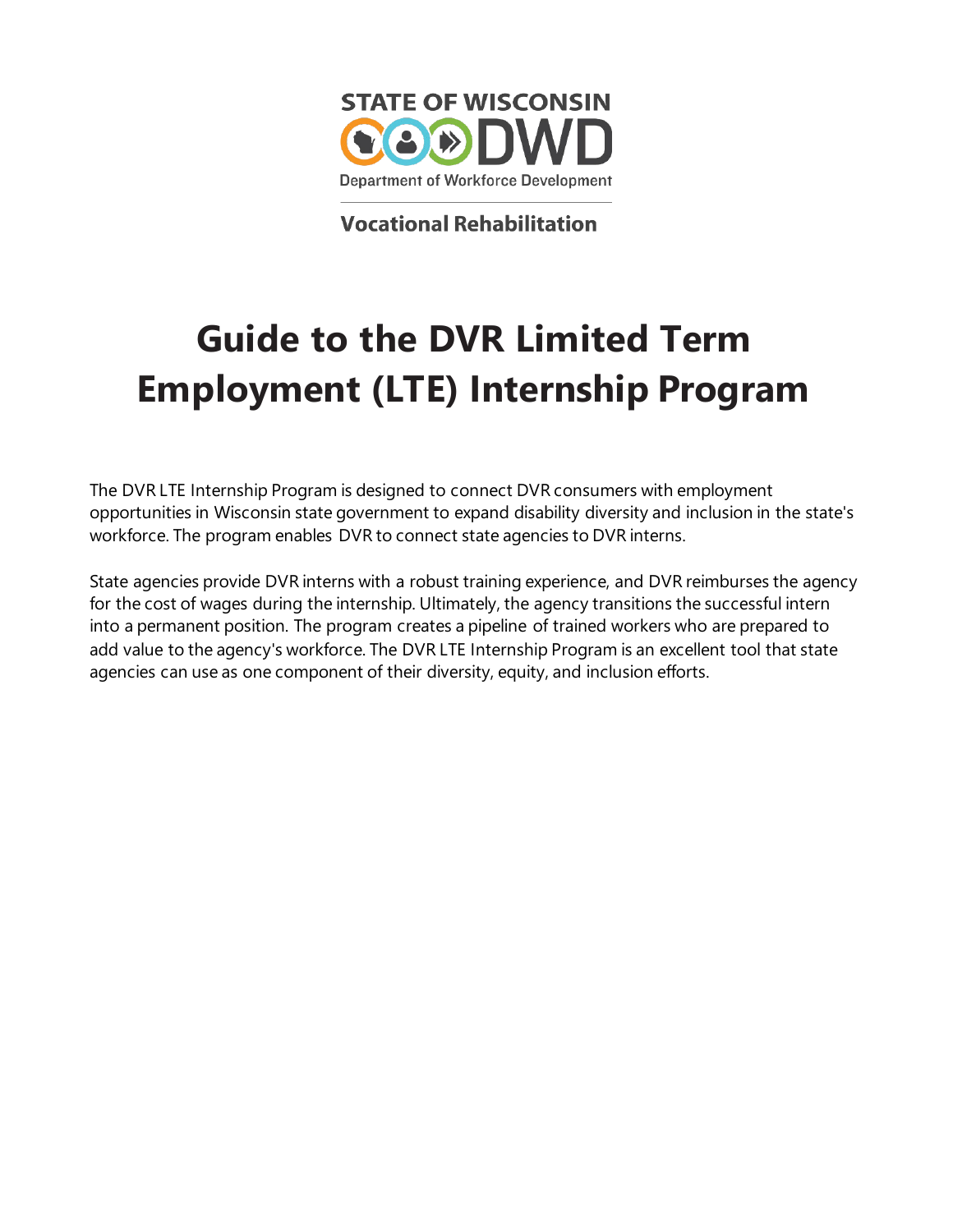STATE OF WISCONSIN

DWD

Department of Workforce Development

Vocational Rehabilitation

# Guide to the DVR Limited Term Employment (LTE) Internship Program

The DVR LTE Internship Program is designed to connect DVR consumers with employment opportunities in Wisconsin state government to expand disability diversity and inclusion in the state's workforce. The program enables DVR to connect state agencies to DVR interns.

State agencies provide DVR interns with a robust training experience, and DVR reimburses the agency for the cost of wages during the internship. Ultimately, the agency transitions the successful intern into a permanent position. The program creates a pipeline of trained workers who are prepared to add value to the agency's workforce. The DVR LTE Internship Program is an excellent tool that state agencies can use as one component of their diversity, equity, and inclusion efforts.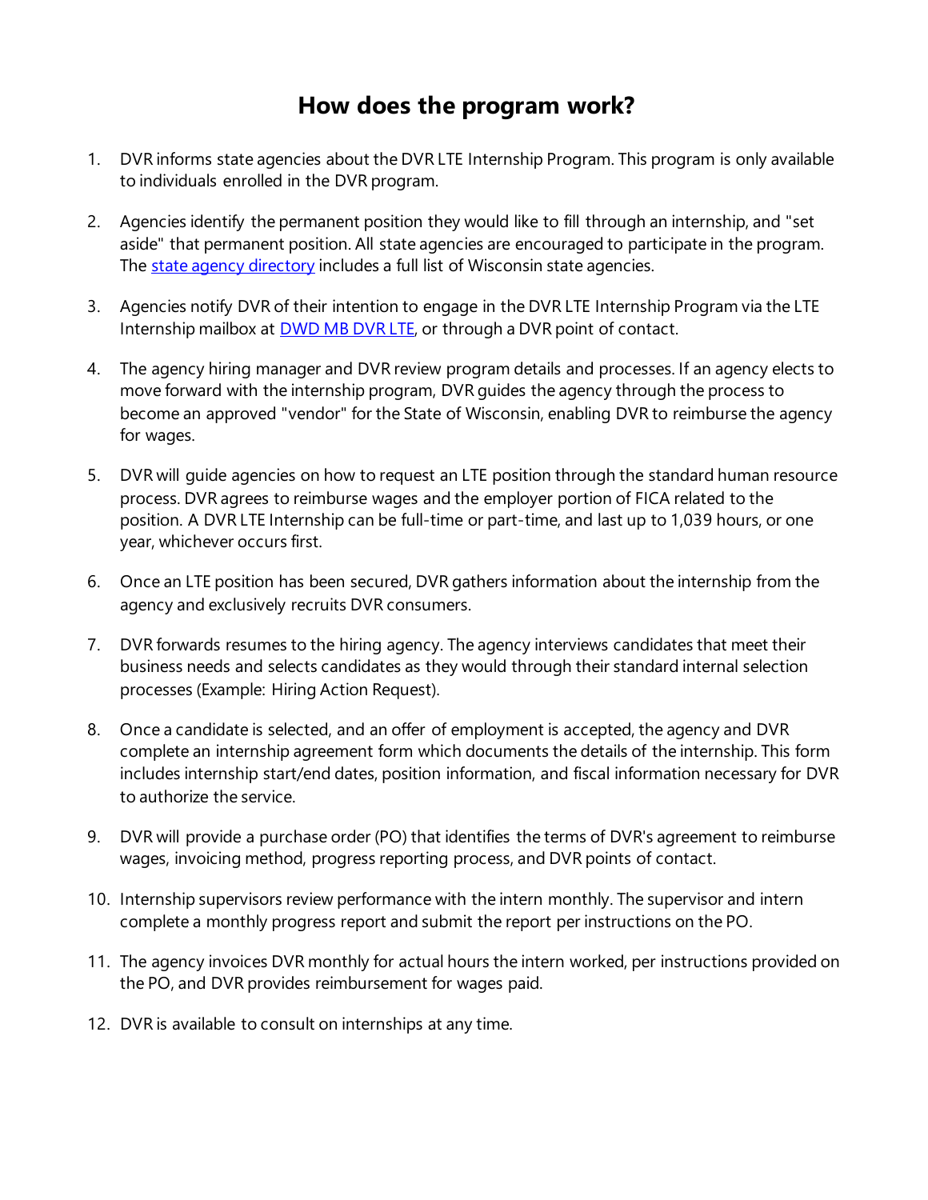# How does the program work?

1. DVR informs state agencies about the DVR LTE Internship Program. This program is only available to individuals enrolled in the DVR program.

2. Agencies identify the permanent position they would like to fill through an internship, and "set aside" that permanent position. All state agencies are encouraged to participate in the program. The state agency directory includes a full list of Wisconsin state agencies.

3. Agencies notify DVR of their intention to engage in the DVR LTE Internship Program via the LTE Internship mailbox at DWD MB DVR LTE, or through a DVR point of contact.

4. The agency hiring manager and DVR review program details and processes. If an agency elects to move forward with the internship program, DVR guides the agency through the process to become an approved "vendor" for the State of Wisconsin, enabling DVR to reimburse the agency for wages.

5. DVR will guide agencies on how to request an LTE position through the standard human resource process. DVR agrees to reimburse wages and the employer portion of FICA related to the position. A DVR LTE Internship can be full-time or part-time, and last up to 1,039 hours, or one year, whichever occurs first.

6. Once an LTE position has been secured, DVR gathers information about the internship from the agency and exclusively recruits DVR consumers.

7. DVR forwards resumes to the hiring agency. The agency interviews candidates that meet their business needs and selects candidates as they would through their standard internal selection processes (Example: Hiring Action Request).

8. Once a candidate is selected, and an offer of employment is accepted, the agency and DVR complete an internship agreement form which documents the details of the internship. This form includes internship start/end dates, position information, and fiscal information necessary for DVR to authorize the service.

9. DVR will provide a purchase order (PO) that identifies the terms of DVR's agreement to reimburse wages, invoicing method, progress reporting process, and DVR points of contact.

10. Internship supervisors review performance with the intern monthly. The supervisor and intern complete a monthly progress report and submit the report per instructions on the PO.

11. The agency invoices DVR monthly for actual hours the intern worked, per instructions provided on the PO, and DVR provides reimbursement for wages paid.

12. DVR is available to consult on internships at any time.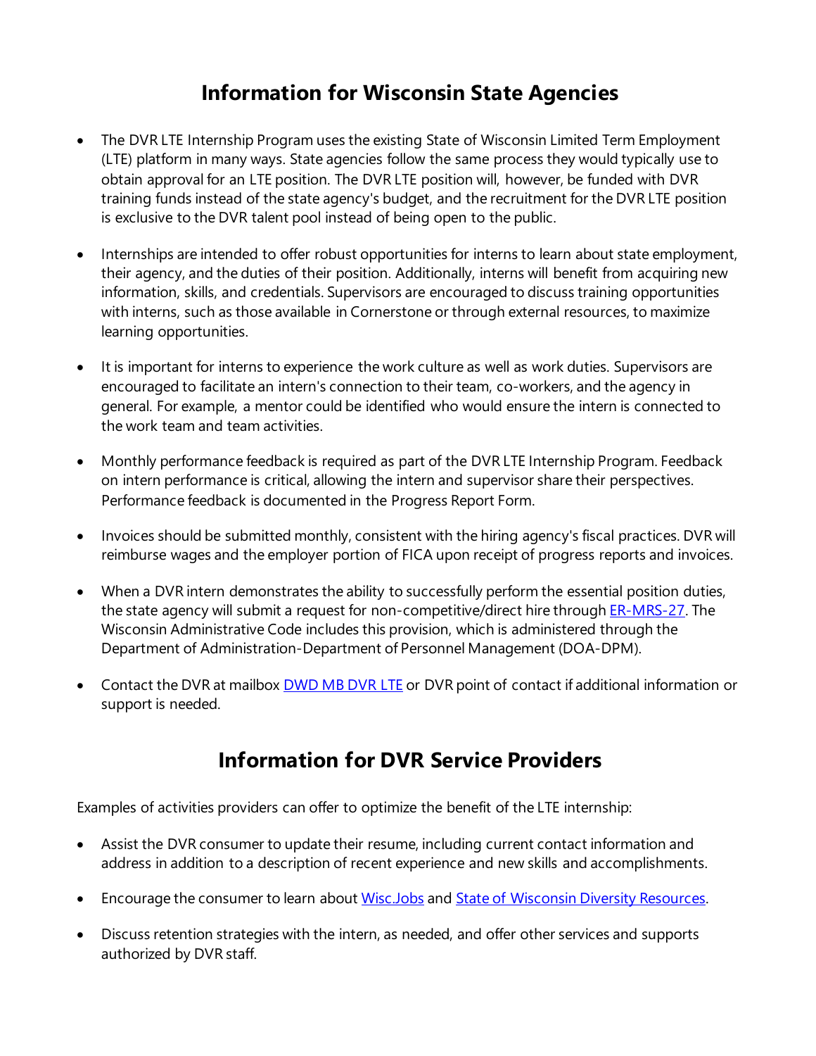## Information for Wisconsin State Agencies

- The DVR LTE Internship Program uses the existing State of Wisconsin Limited Term Employment (LTE) platform in many ways. State agencies follow the same process they would typically use to obtain approval for an LTE position. The DVR LTE position will, however, be funded with DVR training funds instead of the state agency's budget, and the recruitment for the DVR LTE position is exclusive to the DVR talent pool instead of being open to the public.

- Internships are intended to offer robust opportunities for interns to learn about state employment, their agency, and the duties of their position. Additionally, interns will benefit from acquiring new information, skills, and credentials. Supervisors are encouraged to discuss training opportunities with interns, such as those available in Cornerstone or through external resources, to maximize learning opportunities.

- It is important for interns to experience the work culture as well as work duties. Supervisors are encouraged to facilitate an intern's connection to their team, co-workers, and the agency in general. For example, a mentor could be identified who would ensure the intern is connected to the work team and team activities.

- Monthly performance feedback is required as part of the DVR LTE Internship Program. Feedback on intern performance is critical, allowing the intern and supervisor share their perspectives. Performance feedback is documented in the Progress Report Form.

- Invoices should be submitted monthly, consistent with the hiring agency's fiscal practices. DVR will reimburse wages and the employer portion of FICA upon receipt of progress reports and invoices.

- When a DVR intern demonstrates the ability to successfully perform the essential position duties, the state agency will submit a request for non-competitive/direct hire through ER-MRS-27. The Wisconsin Administrative Code includes this provision, which is administered through the Department of Administration-Department of Personnel Management (DOA-DPM).

- Contact the DVR at mailbox DWD MB DVR LTE or DVR point of contact if additional information or support is needed.

## Information for DVR Service Providers

Examples of activities providers can offer to optimize the benefit of the LTE internship:

- Assist the DVR consumer to update their resume, including current contact information and address in addition to a description of recent experience and new skills and accomplishments.

- Encourage the consumer to learn about Wisc.Jobs and State of Wisconsin Diversity Resources.

- Discuss retention strategies with the intern, as needed, and offer other services and supports authorized by DVR staff.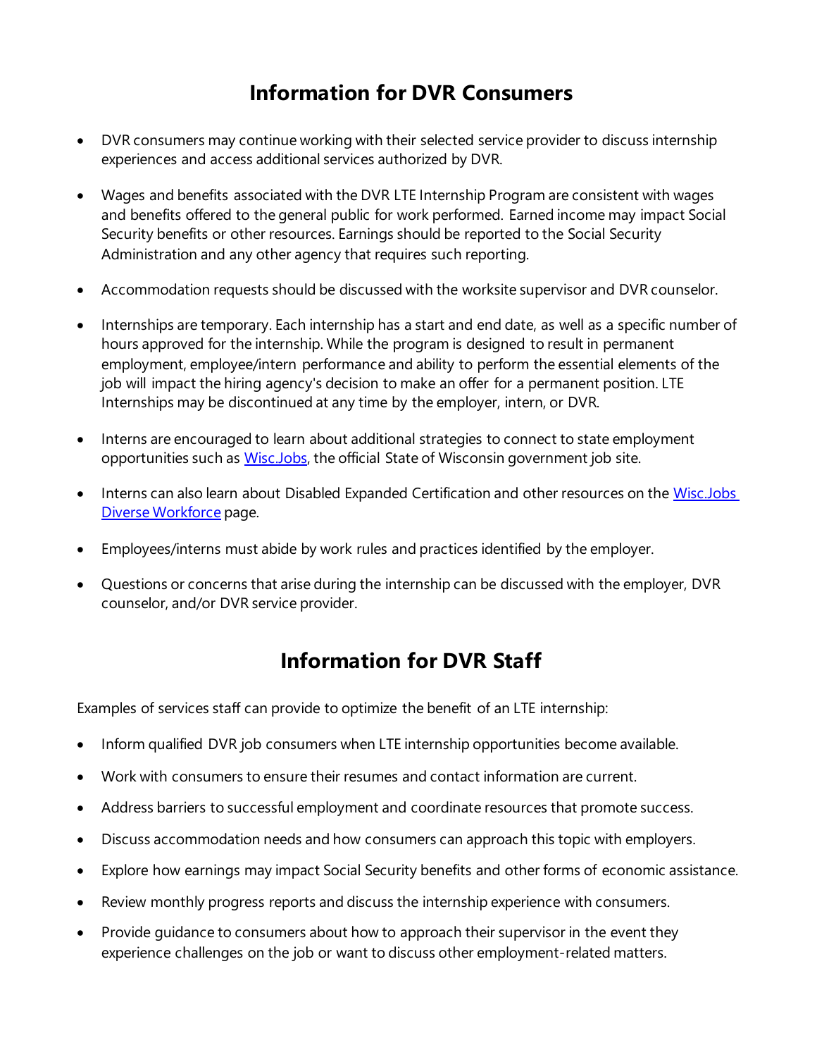## Information for DVR Consumers

- DVR consumers may continue working with their selected service provider to discuss internship experiences and access additional services authorized by DVR.
- Wages and benefits associated with the DVR LTE Internship Program are consistent with wages and benefits offered to the general public for work performed. Earned income may impact Social Security benefits or other resources. Earnings should be reported to the Social Security Administration and any other agency that requires such reporting.
- Accommodation requests should be discussed with the worksite supervisor and DVR counselor.
- Internships are temporary. Each internship has a start and end date, as well as a specific number of hours approved for the internship. While the program is designed to result in permanent employment, employee/intern performance and ability to perform the essential elements of the job will impact the hiring agency's decision to make an offer for a permanent position. LTE Internships may be discontinued at any time by the employer, intern, or DVR.
- Interns are encouraged to learn about additional strategies to connect to state employment opportunities such as Wisc.Jobs, the official State of Wisconsin government job site.
- Interns can also learn about Disabled Expanded Certification and other resources on the Wisc.Jobs Diverse Workforce page.
- Employees/interns must abide by work rules and practices identified by the employer.
- Questions or concerns that arise during the internship can be discussed with the employer, DVR counselor, and/or DVR service provider.

## Information for DVR Staff

Examples of services staff can provide to optimize the benefit of an LTE internship:

- Inform qualified DVR job consumers when LTE internship opportunities become available.
- Work with consumers to ensure their resumes and contact information are current.
- Address barriers to successful employment and coordinate resources that promote success.
- Discuss accommodation needs and how consumers can approach this topic with employers.
- Explore how earnings may impact Social Security benefits and other forms of economic assistance.
- Review monthly progress reports and discuss the internship experience with consumers.
- Provide guidance to consumers about how to approach their supervisor in the event they experience challenges on the job or want to discuss other employment-related matters.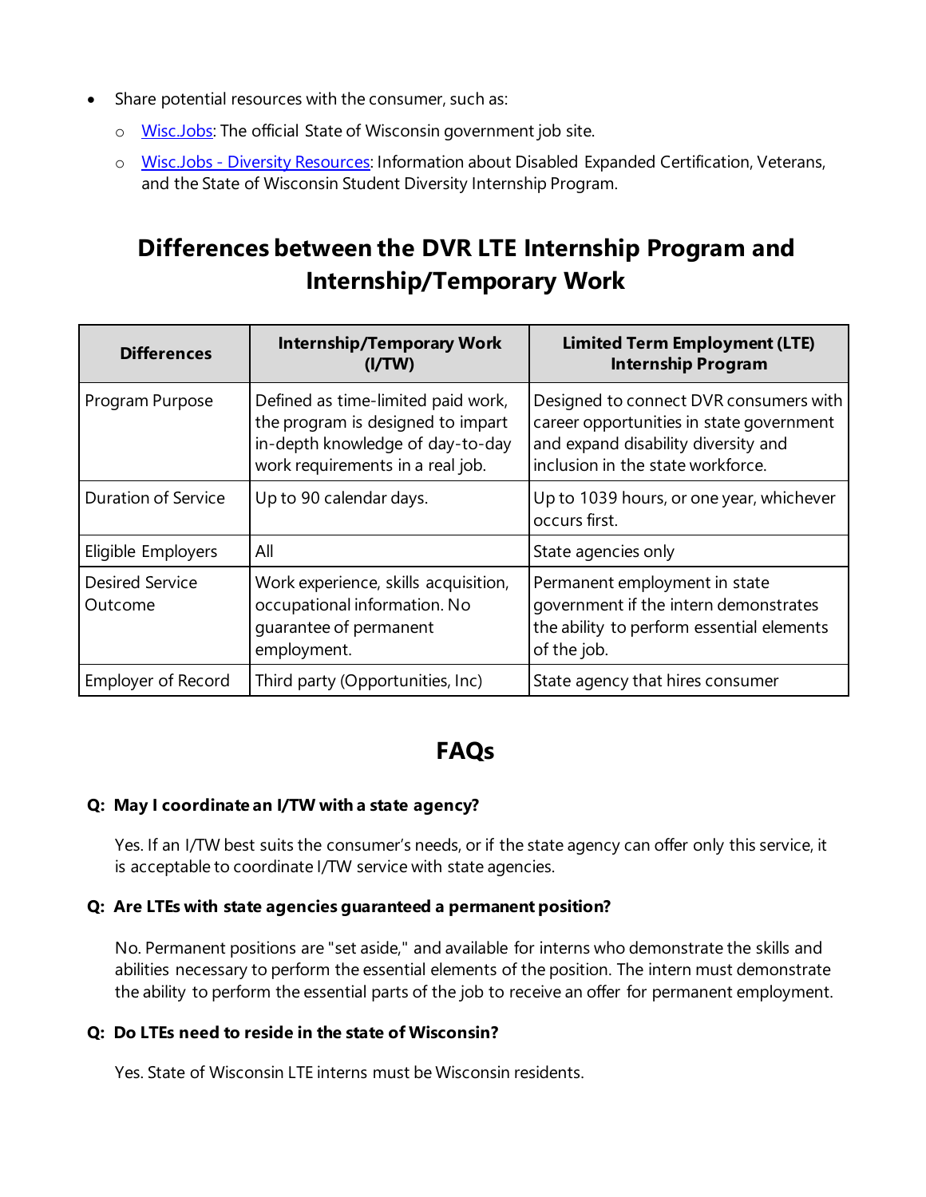- Share potential resources with the consumer, such as:
  - [Wisc.Jobs](Wisc.Jobs): The official State of Wisconsin government job site.
  - [Wisc.Jobs - Diversity Resources](Wisc.Jobs - Diversity Resources): Information about Disabled Expanded Certification, Veterans, and the State of Wisconsin Student Diversity Internship Program.

## Differences between the DVR LTE Internship Program and Internship/Temporary Work

| Differences | Internship/Temporary Work (I/TW) | Limited Term Employment (LTE) Internship Program |
|---|---|---|
| Program Purpose | Defined as time-limited paid work, the program is designed to impart in-depth knowledge of day-to-day work requirements in a real job. | Designed to connect DVR consumers with career opportunities in state government and expand disability diversity and inclusion in the state workforce. |
| Duration of Service | Up to 90 calendar days. | Up to 1039 hours, or one year, whichever occurs first. |
| Eligible Employers | All | State agencies only |
| Desired Service Outcome | Work experience, skills acquisition, occupational information. No guarantee of permanent employment. | Permanent employment in state government if the intern demonstrates the ability to perform essential elements of the job. |
| Employer of Record | Third party (Opportunities, Inc) | State agency that hires consumer |

## FAQs

**Q: May I coordinate an I/TW with a state agency?**

Yes. If an I/TW best suits the consumer's needs, or if the state agency can offer only this service, it is acceptable to coordinate I/TW service with state agencies.

**Q: Are LTEs with state agencies guaranteed a permanent position?**

No. Permanent positions are "set aside," and available for interns who demonstrate the skills and abilities necessary to perform the essential elements of the position. The intern must demonstrate the ability to perform the essential parts of the job to receive an offer for permanent employment.

**Q: Do LTEs need to reside in the state of Wisconsin?**

Yes. State of Wisconsin LTE interns must be Wisconsin residents.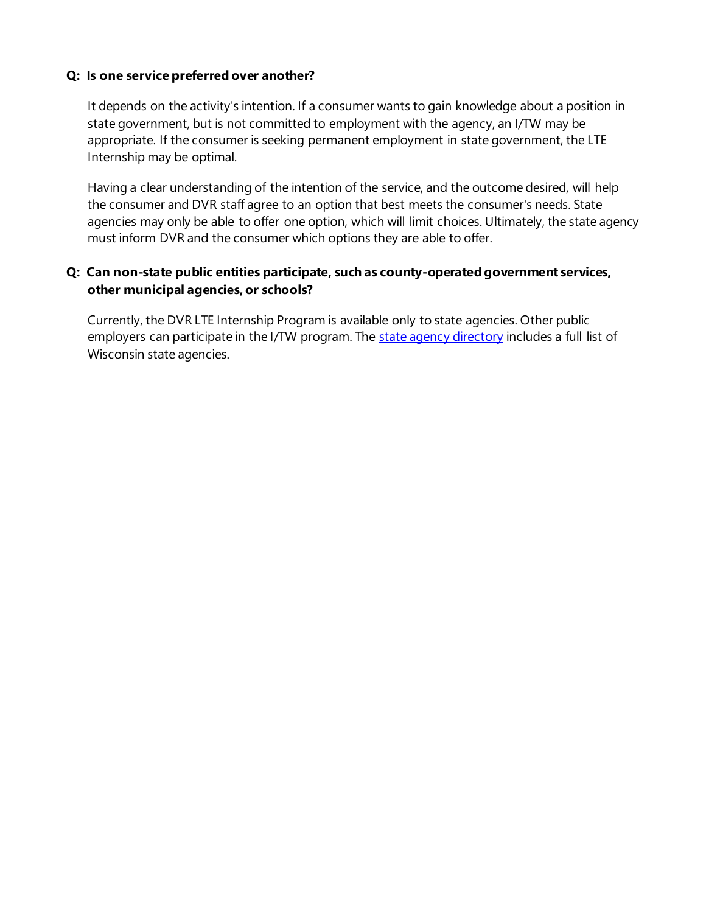**Q: Is one service preferred over another?**

It depends on the activity's intention. If a consumer wants to gain knowledge about a position in state government, but is not committed to employment with the agency, an I/TW may be appropriate. If the consumer is seeking permanent employment in state government, the LTE Internship may be optimal.

Having a clear understanding of the intention of the service, and the outcome desired, will help the consumer and DVR staff agree to an option that best meets the consumer's needs. State agencies may only be able to offer one option, which will limit choices. Ultimately, the state agency must inform DVR and the consumer which options they are able to offer.

**Q: Can non-state public entities participate, such as county-operated government services, other municipal agencies, or schools?**

Currently, the DVR LTE Internship Program is available only to state agencies. Other public employers can participate in the I/TW program. The state agency directory includes a full list of Wisconsin state agencies.